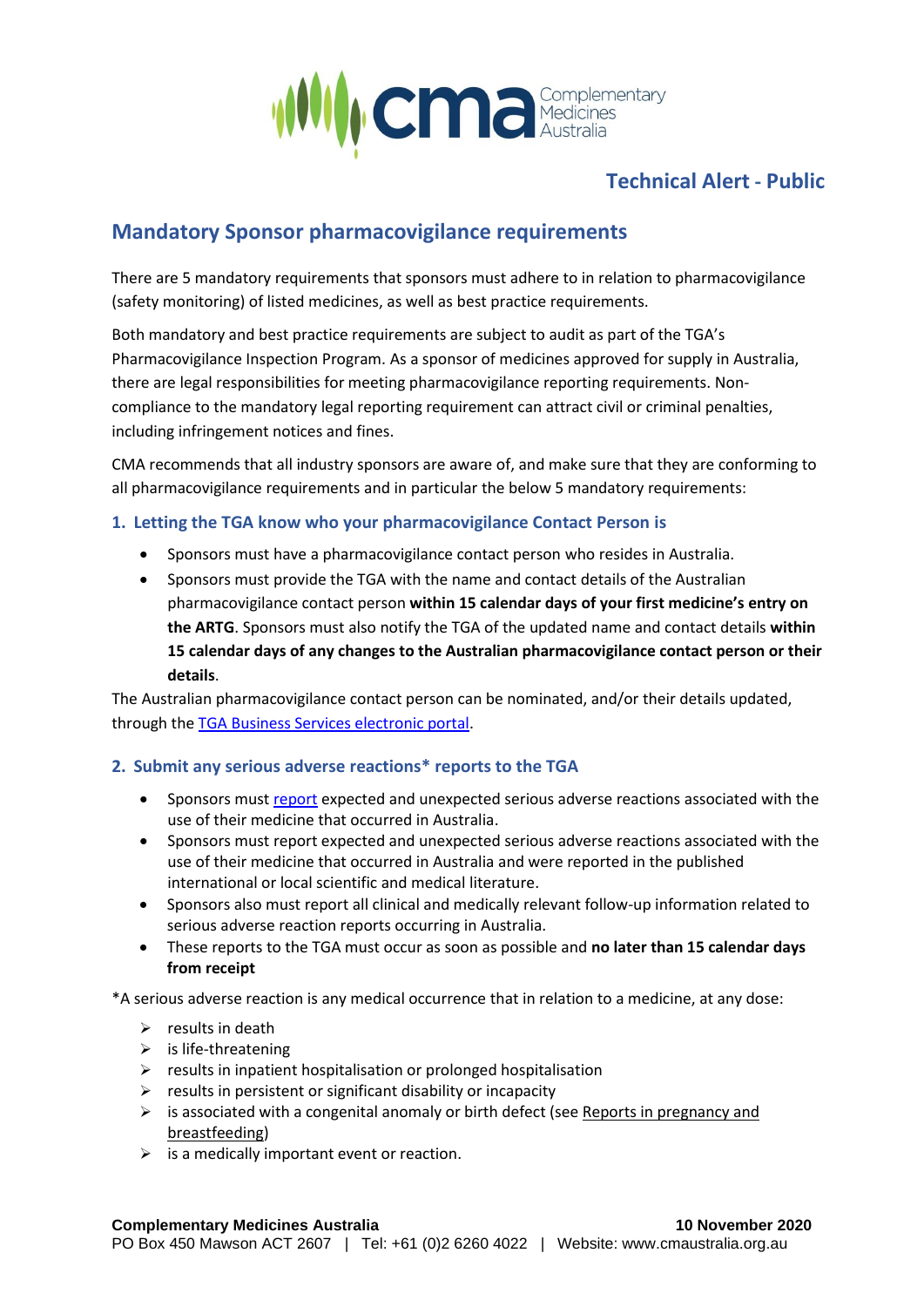Technical Alert - Public

## Mandatory Sponsor pharmacovigilance requirements

There are 5 mandatory requirements that sponsors must adhere to in relation to pharmacovigilance (safety monitoring) of listed medicines, as well as best practice requirements.

Both mandatory and best practice requirements are subject to audit as part of the TGA's Pharmacovigilance Inspection Program. As a sponsor of medicines approved for supply in Australia, there are legal responsibilities for meeting pharmacovigilance reporting requirements. Non-compliance to the mandatory legal reporting requirement can attract civil or criminal penalties, including infringement notices and fines.

CMA recommends that all industry sponsors are aware of, and make sure that they are conforming to all pharmacovigilance requirements and in particular the below 5 mandatory requirements:

### 1. Letting the TGA know who your pharmacovigilance Contact Person is

- Sponsors must have a pharmacovigilance contact person who resides in Australia.
- Sponsors must provide the TGA with the name and contact details of the Australian pharmacovigilance contact person **within 15 calendar days of your first medicine's entry on the ARTG**. Sponsors must also notify the TGA of the updated name and contact details **within 15 calendar days of any changes to the Australian pharmacovigilance contact person or their details**.

The Australian pharmacovigilance contact person can be nominated, and/or their details updated, through the TGA Business Services electronic portal.

### 2. Submit any serious adverse reactions* reports to the TGA

- Sponsors must report expected and unexpected serious adverse reactions associated with the use of their medicine that occurred in Australia.
- Sponsors must report expected and unexpected serious adverse reactions associated with the use of their medicine that occurred in Australia and were reported in the published international or local scientific and medical literature.
- Sponsors also must report all clinical and medically relevant follow-up information related to serious adverse reaction reports occurring in Australia.
- These reports to the TGA must occur as soon as possible and **no later than 15 calendar days from receipt**

*A serious adverse reaction is any medical occurrence that in relation to a medicine, at any dose:

- results in death
- is life-threatening
- results in inpatient hospitalisation or prolonged hospitalisation
- results in persistent or significant disability or incapacity
- is associated with a congenital anomaly or birth defect (see Reports in pregnancy and breastfeeding)
- is a medically important event or reaction.

**Complementary Medicines Australia** **10 November 2020**
PO Box 450 Mawson ACT 2607 | Tel: +61 (0)2 6260 4022 | Website: www.cmaustralia.org.au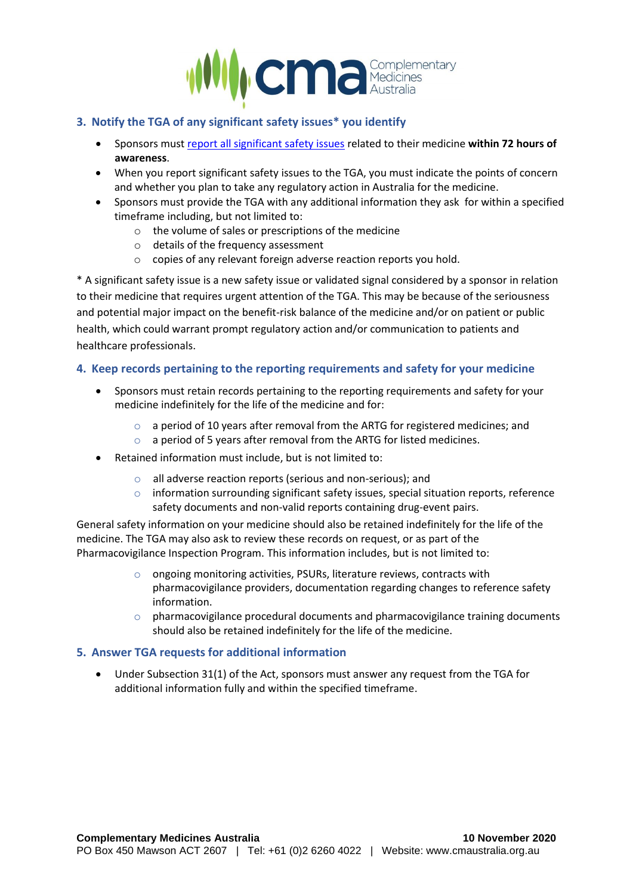## 3. Notify the TGA of any significant safety issues* you identify

- Sponsors must report all significant safety issues related to their medicine **within 72 hours of awareness**.
- When you report significant safety issues to the TGA, you must indicate the points of concern and whether you plan to take any regulatory action in Australia for the medicine.
- Sponsors must provide the TGA with any additional information they ask for within a specified timeframe including, but not limited to:
  - the volume of sales or prescriptions of the medicine
  - details of the frequency assessment
  - copies of any relevant foreign adverse reaction reports you hold.

* A significant safety issue is a new safety issue or validated signal considered by a sponsor in relation to their medicine that requires urgent attention of the TGA. This may be because of the seriousness and potential major impact on the benefit-risk balance of the medicine and/or on patient or public health, which could warrant prompt regulatory action and/or communication to patients and healthcare professionals.

## 4. Keep records pertaining to the reporting requirements and safety for your medicine

- Sponsors must retain records pertaining to the reporting requirements and safety for your medicine indefinitely for the life of the medicine and for:
  - a period of 10 years after removal from the ARTG for registered medicines; and
  - a period of 5 years after removal from the ARTG for listed medicines.
- Retained information must include, but is not limited to:
  - all adverse reaction reports (serious and non-serious); and
  - information surrounding significant safety issues, special situation reports, reference safety documents and non-valid reports containing drug-event pairs.

General safety information on your medicine should also be retained indefinitely for the life of the medicine. The TGA may also ask to review these records on request, or as part of the Pharmacovigilance Inspection Program. This information includes, but is not limited to:

- ongoing monitoring activities, PSURs, literature reviews, contracts with pharmacovigilance providers, documentation regarding changes to reference safety information.
- pharmacovigilance procedural documents and pharmacovigilance training documents should also be retained indefinitely for the life of the medicine.

## 5. Answer TGA requests for additional information

- Under Subsection 31(1) of the Act, sponsors must answer any request from the TGA for additional information fully and within the specified timeframe.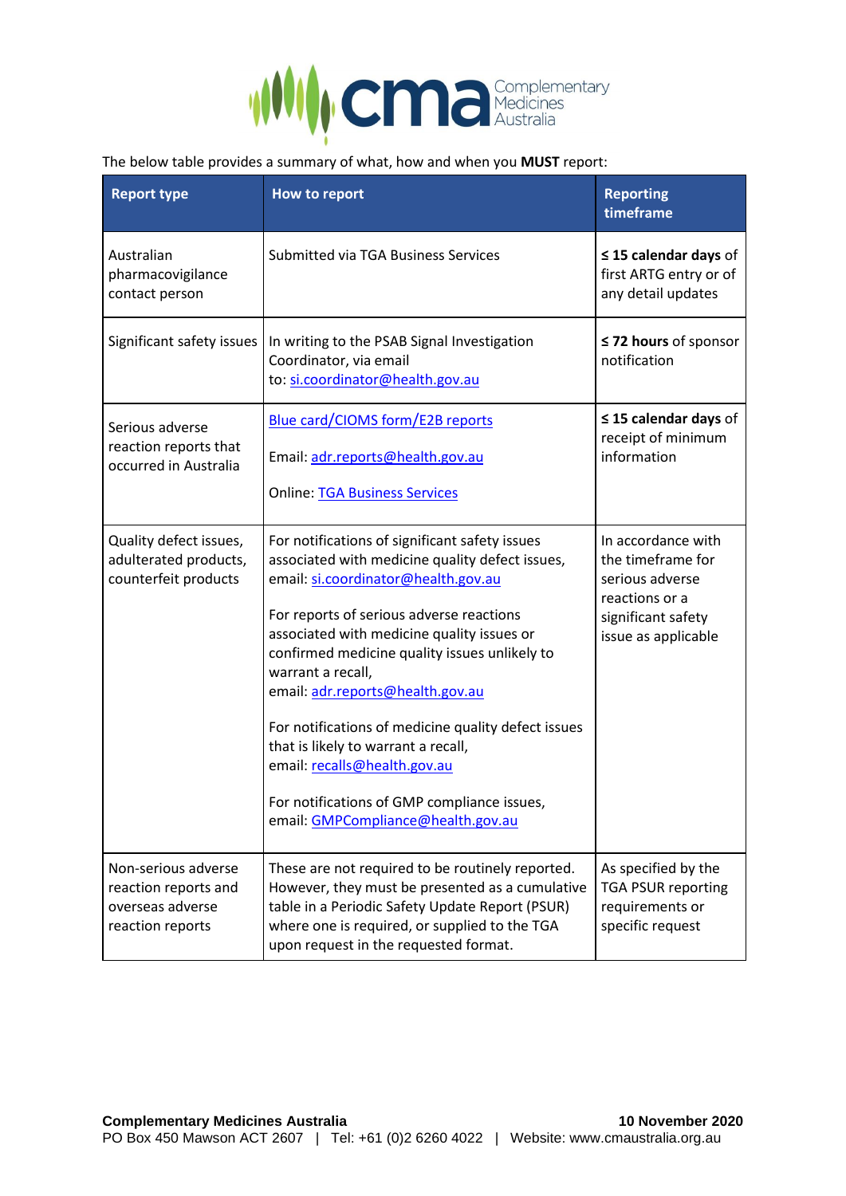The below table provides a summary of what, how and when you **MUST** report:

| Report type | How to report | Reporting timeframe |
| --- | --- | --- |
| Australian pharmacovigilance contact person | Submitted via TGA Business Services | **≤ 15 calendar days** of first ARTG entry or of any detail updates |
| Significant safety issues | In writing to the PSAB Signal Investigation Coordinator, via email to: si.coordinator@health.gov.au | **≤ 72 hours** of sponsor notification |
| Serious adverse reaction reports that occurred in Australia | Blue card/CIOMS form/E2B reports<br><br>Email: adr.reports@health.gov.au<br><br>Online: TGA Business Services | **≤ 15 calendar days** of receipt of minimum information |
| Quality defect issues, adulterated products, counterfeit products | For notifications of significant safety issues associated with medicine quality defect issues, email: si.coordinator@health.gov.au<br><br>For reports of serious adverse reactions associated with medicine quality issues or confirmed medicine quality issues unlikely to warrant a recall, email: adr.reports@health.gov.au<br><br>For notifications of medicine quality defect issues that is likely to warrant a recall, email: recalls@health.gov.au<br><br>For notifications of GMP compliance issues, email: GMPCompliance@health.gov.au | In accordance with the timeframe for serious adverse reactions or a significant safety issue as applicable |
| Non-serious adverse reaction reports and overseas adverse reaction reports | These are not required to be routinely reported. However, they must be presented as a cumulative table in a Periodic Safety Update Report (PSUR) where one is required, or supplied to the TGA upon request in the requested format. | As specified by the TGA PSUR reporting requirements or specific request |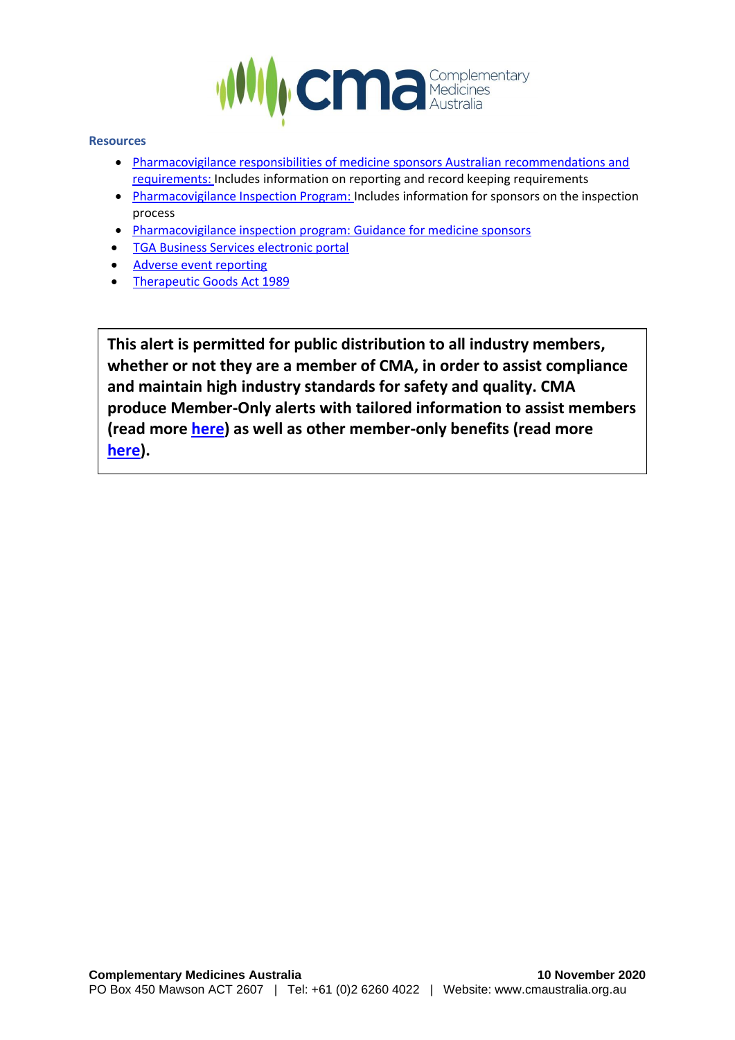**Resources**

- Pharmacovigilance responsibilities of medicine sponsors Australian recommendations and requirements: Includes information on reporting and record keeping requirements
- Pharmacovigilance Inspection Program: Includes information for sponsors on the inspection process
- Pharmacovigilance inspection program: Guidance for medicine sponsors
- TGA Business Services electronic portal
- Adverse event reporting
- Therapeutic Goods Act 1989

**This alert is permitted for public distribution to all industry members, whether or not they are a member of CMA, in order to assist compliance and maintain high industry standards for safety and quality. CMA produce Member-Only alerts with tailored information to assist members (read more here) as well as other member-only benefits (read more here).**